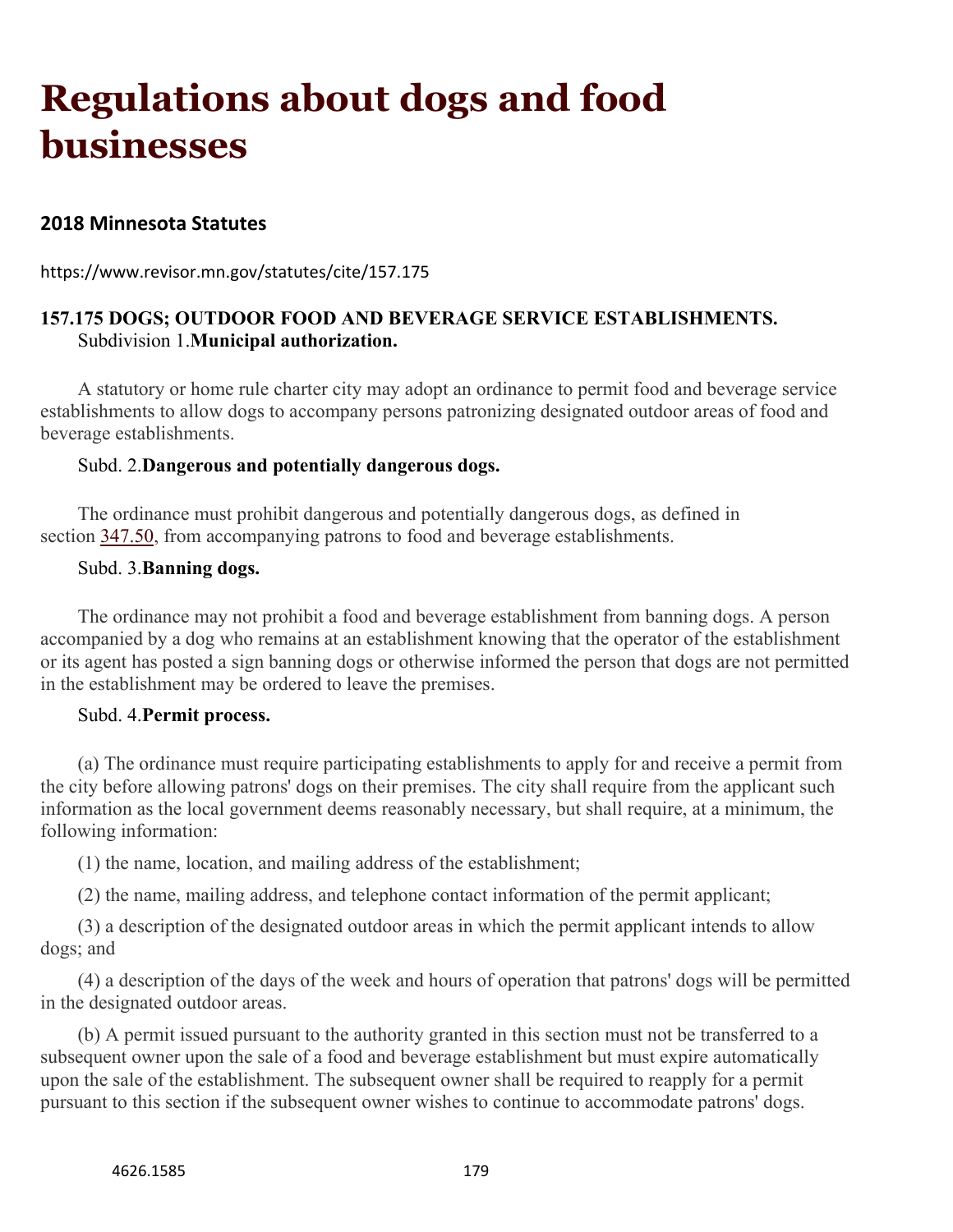# Regulations about dogs and food businesses

## 2018 Minnesota Statutes

https://www.revisor.mn.gov/statutes/cite/157.175

**157.175 DOGS; OUTDOOR FOOD AND BEVERAGE SERVICE ESTABLISHMENTS.**

Subdivision 1.**Municipal authorization.**

A statutory or home rule charter city may adopt an ordinance to permit food and beverage service establishments to allow dogs to accompany persons patronizing designated outdoor areas of food and beverage establishments.

Subd. 2.**Dangerous and potentially dangerous dogs.**

The ordinance must prohibit dangerous and potentially dangerous dogs, as defined in section 347.50, from accompanying patrons to food and beverage establishments.

Subd. 3.**Banning dogs.**

The ordinance may not prohibit a food and beverage establishment from banning dogs. A person accompanied by a dog who remains at an establishment knowing that the operator of the establishment or its agent has posted a sign banning dogs or otherwise informed the person that dogs are not permitted in the establishment may be ordered to leave the premises.

Subd. 4.**Permit process.**

(a) The ordinance must require participating establishments to apply for and receive a permit from the city before allowing patrons' dogs on their premises. The city shall require from the applicant such information as the local government deems reasonably necessary, but shall require, at a minimum, the following information:

(1) the name, location, and mailing address of the establishment;

(2) the name, mailing address, and telephone contact information of the permit applicant;

(3) a description of the designated outdoor areas in which the permit applicant intends to allow dogs; and

(4) a description of the days of the week and hours of operation that patrons' dogs will be permitted in the designated outdoor areas.

(b) A permit issued pursuant to the authority granted in this section must not be transferred to a subsequent owner upon the sale of a food and beverage establishment but must expire automatically upon the sale of the establishment. The subsequent owner shall be required to reapply for a permit pursuant to this section if the subsequent owner wishes to continue to accommodate patrons' dogs.

4626.1585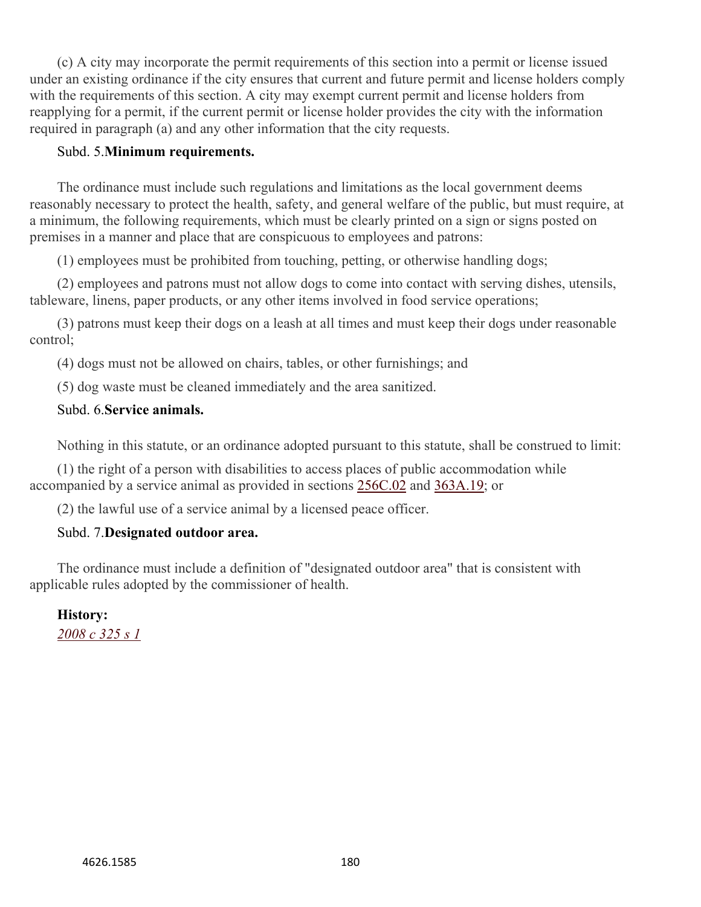(c) A city may incorporate the permit requirements of this section into a permit or license issued under an existing ordinance if the city ensures that current and future permit and license holders comply with the requirements of this section. A city may exempt current permit and license holders from reapplying for a permit, if the current permit or license holder provides the city with the information required in paragraph (a) and any other information that the city requests.

Subd. 5.**Minimum requirements.**

The ordinance must include such regulations and limitations as the local government deems reasonably necessary to protect the health, safety, and general welfare of the public, but must require, at a minimum, the following requirements, which must be clearly printed on a sign or signs posted on premises in a manner and place that are conspicuous to employees and patrons:

(1) employees must be prohibited from touching, petting, or otherwise handling dogs;

(2) employees and patrons must not allow dogs to come into contact with serving dishes, utensils, tableware, linens, paper products, or any other items involved in food service operations;

(3) patrons must keep their dogs on a leash at all times and must keep their dogs under reasonable control;

(4) dogs must not be allowed on chairs, tables, or other furnishings; and

(5) dog waste must be cleaned immediately and the area sanitized.

Subd. 6.**Service animals.**

Nothing in this statute, or an ordinance adopted pursuant to this statute, shall be construed to limit:

(1) the right of a person with disabilities to access places of public accommodation while accompanied by a service animal as provided in sections 256C.02 and 363A.19; or

(2) the lawful use of a service animal by a licensed peace officer.

Subd. 7.**Designated outdoor area.**

The ordinance must include a definition of "designated outdoor area" that is consistent with applicable rules adopted by the commissioner of health.

**History:**

*2008 c 325 s 1*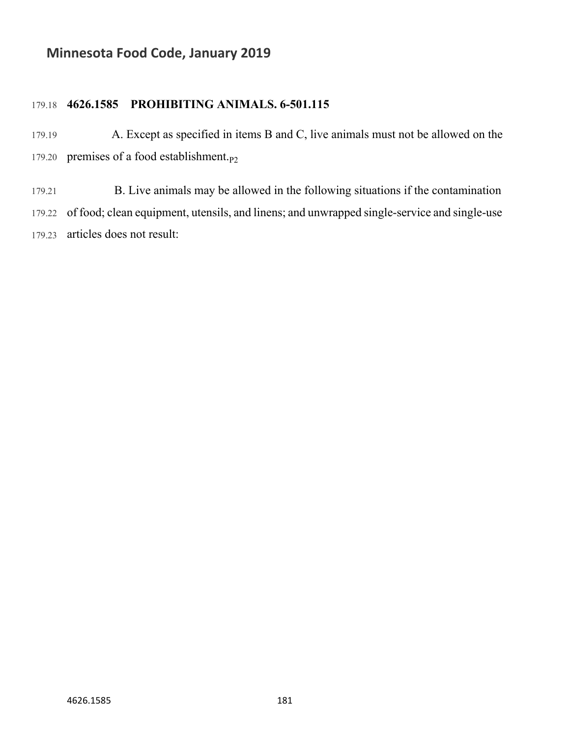# Minnesota Food Code, January 2019

179.18 **4626.1585 PROHIBITING ANIMALS. 6-501.115**

179.19 A. Except as specified in items B and C, live animals must not be allowed on the

179.20 premises of a food establishment.$_{P2}$

179.21 B. Live animals may be allowed in the following situations if the contamination

179.22 of food; clean equipment, utensils, and linens; and unwrapped single-service and single-use

179.23 articles does not result: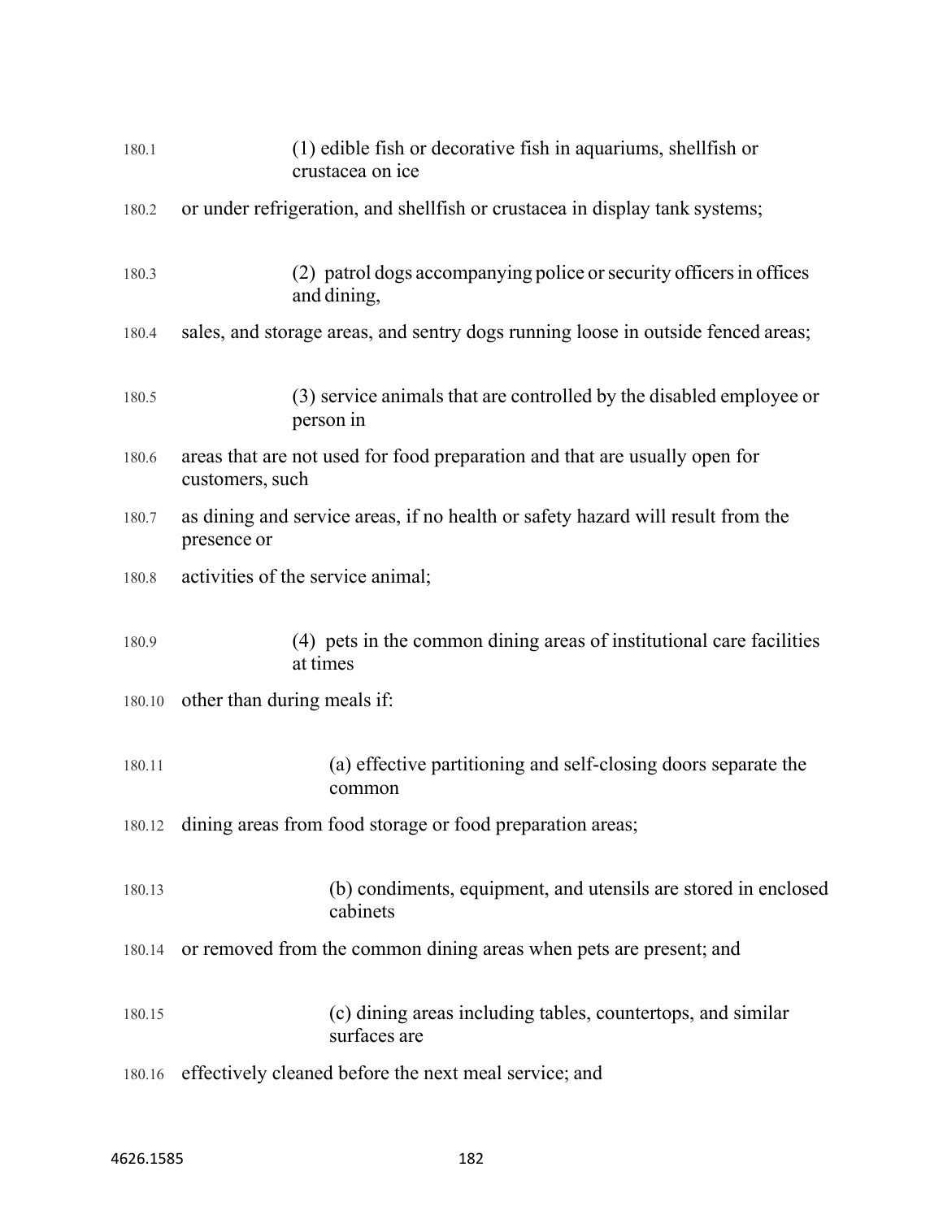180.1 (1) edible fish or decorative fish in aquariums, shellfish or crustacea on ice

180.2 or under refrigeration, and shellfish or crustacea in display tank systems;

180.3 (2) patrol dogs accompanying police or security officers in offices and dining,

180.4 sales, and storage areas, and sentry dogs running loose in outside fenced areas;

180.5 (3) service animals that are controlled by the disabled employee or person in

180.6 areas that are not used for food preparation and that are usually open for customers, such

180.7 as dining and service areas, if no health or safety hazard will result from the presence or

180.8 activities of the service animal;

180.9 (4) pets in the common dining areas of institutional care facilities at times

180.10 other than during meals if:

180.11 (a) effective partitioning and self-closing doors separate the common

180.12 dining areas from food storage or food preparation areas;

180.13 (b) condiments, equipment, and utensils are stored in enclosed cabinets

180.14 or removed from the common dining areas when pets are present; and

180.15 (c) dining areas including tables, countertops, and similar surfaces are

180.16 effectively cleaned before the next meal service; and

4626.1585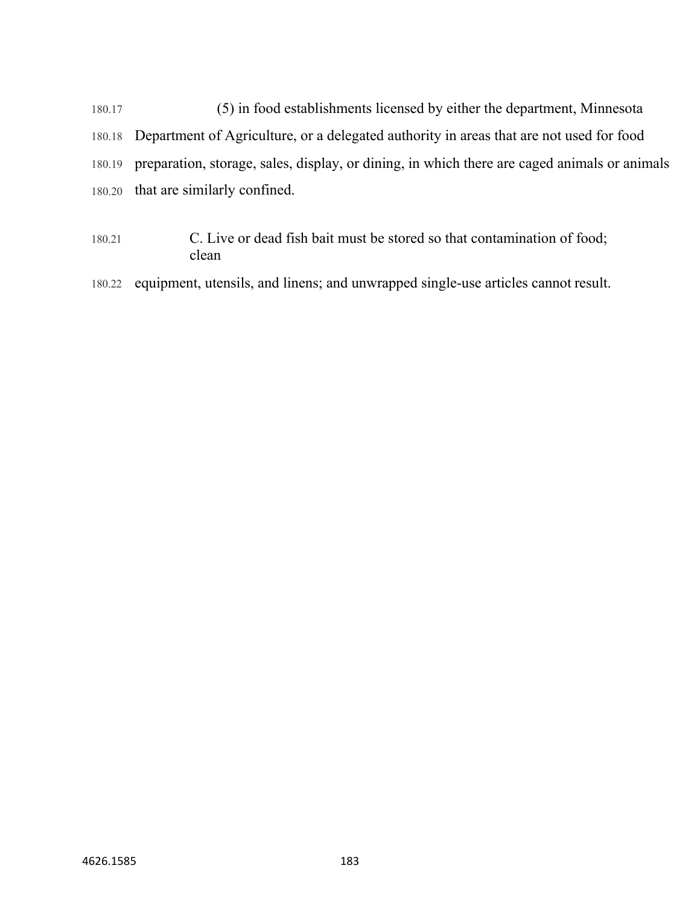180.17 (5) in food establishments licensed by either the department, Minnesota
180.18 Department of Agriculture, or a delegated authority in areas that are not used for food
180.19 preparation, storage, sales, display, or dining, in which there are caged animals or animals
180.20 that are similarly confined.

180.21 C. Live or dead fish bait must be stored so that contamination of food; clean
180.22 equipment, utensils, and linens; and unwrapped single-use articles cannot result.

4626.1585